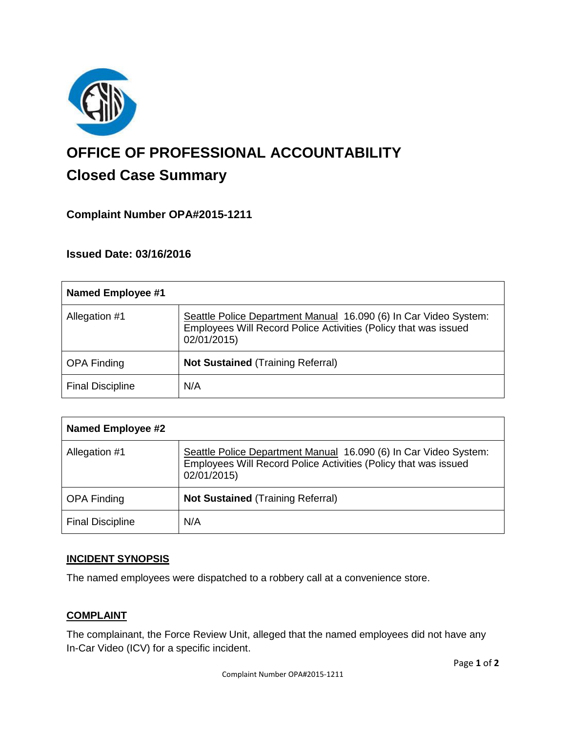# OFFICE OF PROFESSIONAL ACCOUNTABILITY

## Closed Case Summary

### Complaint Number OPA#2015-1211

### Issued Date: 03/16/2016

| Named Employee #1 | |
|---|---|
| Allegation #1 | Seattle Police Department Manual 16.090 (6) In Car Video System: Employees Will Record Police Activities (Policy that was issued 02/01/2015) |
| OPA Finding | **Not Sustained** (Training Referral) |
| Final Discipline | N/A |

| Named Employee #2 | |
|---|---|
| Allegation #1 | Seattle Police Department Manual 16.090 (6) In Car Video System: Employees Will Record Police Activities (Policy that was issued 02/01/2015) |
| OPA Finding | **Not Sustained** (Training Referral) |
| Final Discipline | N/A |

**INCIDENT SYNOPSIS**

The named employees were dispatched to a robbery call at a convenience store.

**COMPLAINT**

The complainant, the Force Review Unit, alleged that the named employees did not have any In-Car Video (ICV) for a specific incident.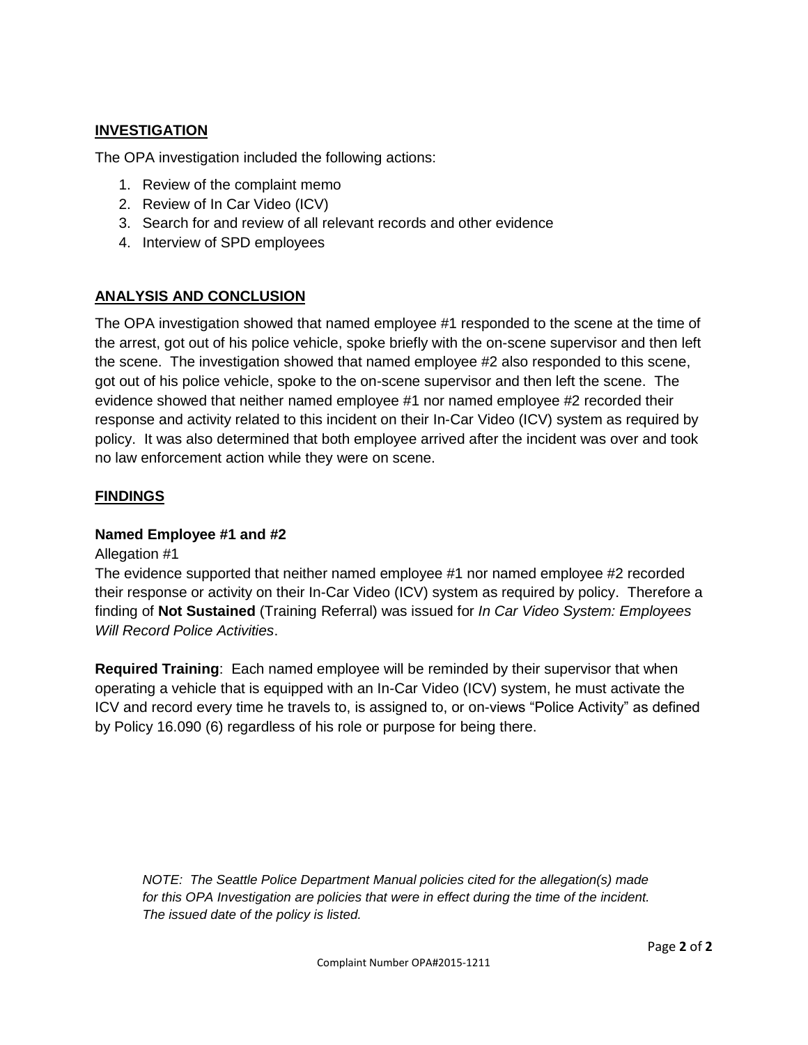## INVESTIGATION

The OPA investigation included the following actions:

1. Review of the complaint memo
2. Review of In Car Video (ICV)
3. Search for and review of all relevant records and other evidence
4. Interview of SPD employees

## ANALYSIS AND CONCLUSION

The OPA investigation showed that named employee #1 responded to the scene at the time of the arrest, got out of his police vehicle, spoke briefly with the on-scene supervisor and then left the scene. The investigation showed that named employee #2 also responded to this scene, got out of his police vehicle, spoke to the on-scene supervisor and then left the scene. The evidence showed that neither named employee #1 nor named employee #2 recorded their response and activity related to this incident on their In-Car Video (ICV) system as required by policy. It was also determined that both employee arrived after the incident was over and took no law enforcement action while they were on scene.

## FINDINGS

### Named Employee #1 and #2

Allegation #1

The evidence supported that neither named employee #1 nor named employee #2 recorded their response or activity on their In-Car Video (ICV) system as required by policy. Therefore a finding of **Not Sustained** (Training Referral) was issued for *In Car Video System: Employees Will Record Police Activities*.

**Required Training**: Each named employee will be reminded by their supervisor that when operating a vehicle that is equipped with an In-Car Video (ICV) system, he must activate the ICV and record every time he travels to, is assigned to, or on-views "Police Activity" as defined by Policy 16.090 (6) regardless of his role or purpose for being there.

*NOTE: The Seattle Police Department Manual policies cited for the allegation(s) made for this OPA Investigation are policies that were in effect during the time of the incident. The issued date of the policy is listed.*

Complaint Number OPA#2015-1211